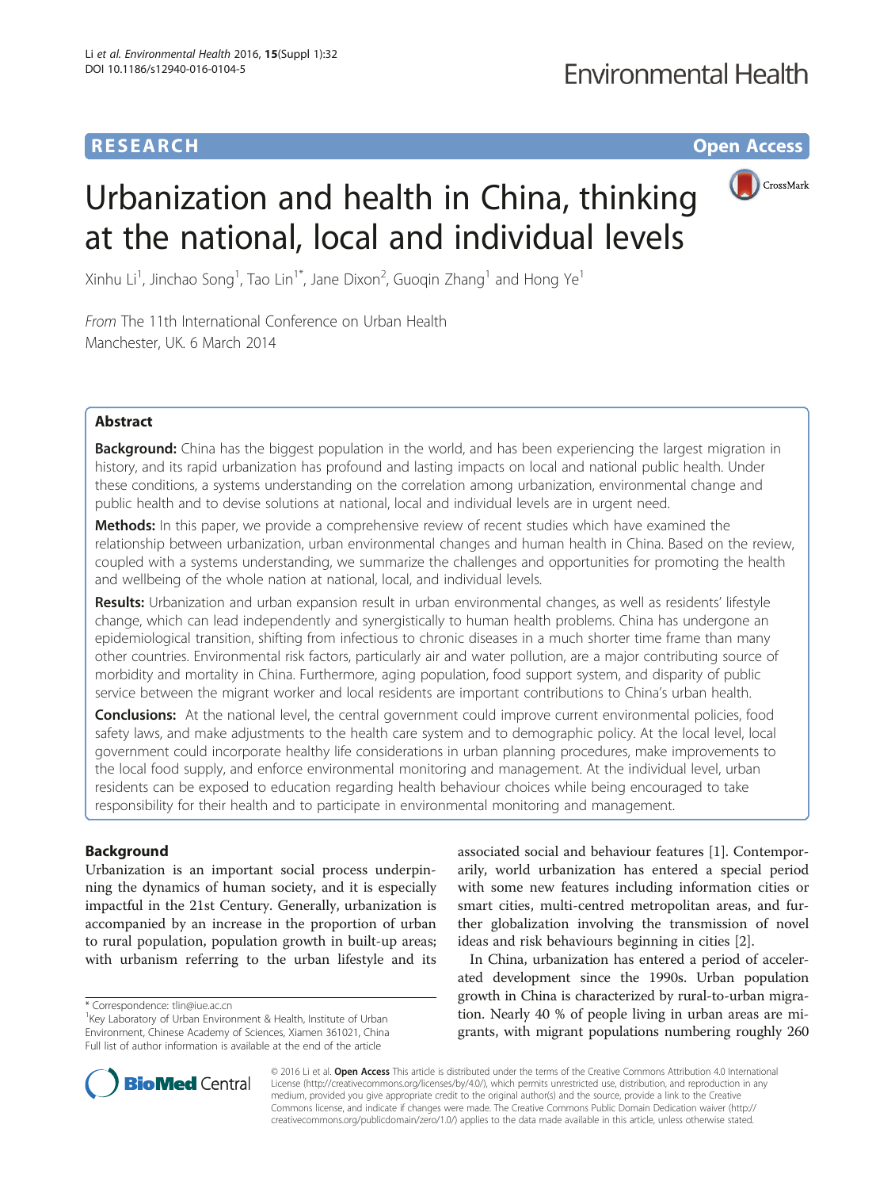RESEARCH Open Access

# Urbanization and health in China, thinking at the national, local and individual levels

Xinhu Li[1], Jinchao Song[1], Tao Lin[1*], Jane Dixon[2], Guoqin Zhang[1] and Hong Ye[1]

*From* The 11th International Conference on Urban Health
Manchester, UK. 6 March 2014

## Abstract

**Background:** China has the biggest population in the world, and has been experiencing the largest migration in history, and its rapid urbanization has profound and lasting impacts on local and national public health. Under these conditions, a systems understanding on the correlation among urbanization, environmental change and public health and to devise solutions at national, local and individual levels are in urgent need.

**Methods:** In this paper, we provide a comprehensive review of recent studies which have examined the relationship between urbanization, urban environmental changes and human health in China. Based on the review, coupled with a systems understanding, we summarize the challenges and opportunities for promoting the health and wellbeing of the whole nation at national, local, and individual levels.

**Results:** Urbanization and urban expansion result in urban environmental changes, as well as residents' lifestyle change, which can lead independently and synergistically to human health problems. China has undergone an epidemiological transition, shifting from infectious to chronic diseases in a much shorter time frame than many other countries. Environmental risk factors, particularly air and water pollution, are a major contributing source of morbidity and mortality in China. Furthermore, aging population, food support system, and disparity of public service between the migrant worker and local residents are important contributions to China's urban health.

**Conclusions:** At the national level, the central government could improve current environmental policies, food safety laws, and make adjustments to the health care system and to demographic policy. At the local level, local government could incorporate healthy life considerations in urban planning procedures, make improvements to the local food supply, and enforce environmental monitoring and management. At the individual level, urban residents can be exposed to education regarding health behaviour choices while being encouraged to take responsibility for their health and to participate in environmental monitoring and management.

## Background

Urbanization is an important social process underpinning the dynamics of human society, and it is especially impactful in the 21st Century. Generally, urbanization is accompanied by an increase in the proportion of urban to rural population, population growth in built-up areas; with urbanism referring to the urban lifestyle and its associated social and behaviour features [1]. Contemporarily, world urbanization has entered a special period with some new features including information cities or smart cities, multi-centred metropolitan areas, and further globalization involving the transmission of novel ideas and risk behaviours beginning in cities [2].

In China, urbanization has entered a period of accelerated development since the 1990s. Urban population growth in China is characterized by rural-to-urban migration. Nearly 40 % of people living in urban areas are migrants, with migrant populations numbering roughly 260

* Correspondence: tlin@iue.ac.cn
[1]Key Laboratory of Urban Environment & Health, Institute of Urban Environment, Chinese Academy of Sciences, Xiamen 361021, China
Full list of author information is available at the end of the article

© 2016 Li et al. **Open Access** This article is distributed under the terms of the Creative Commons Attribution 4.0 International License (http://creativecommons.org/licenses/by/4.0/), which permits unrestricted use, distribution, and reproduction in any medium, provided you give appropriate credit to the original author(s) and the source, provide a link to the Creative Commons license, and indicate if changes were made. The Creative Commons Public Domain Dedication waiver (http://creativecommons.org/publicdomain/zero/1.0/) applies to the data made available in this article, unless otherwise stated.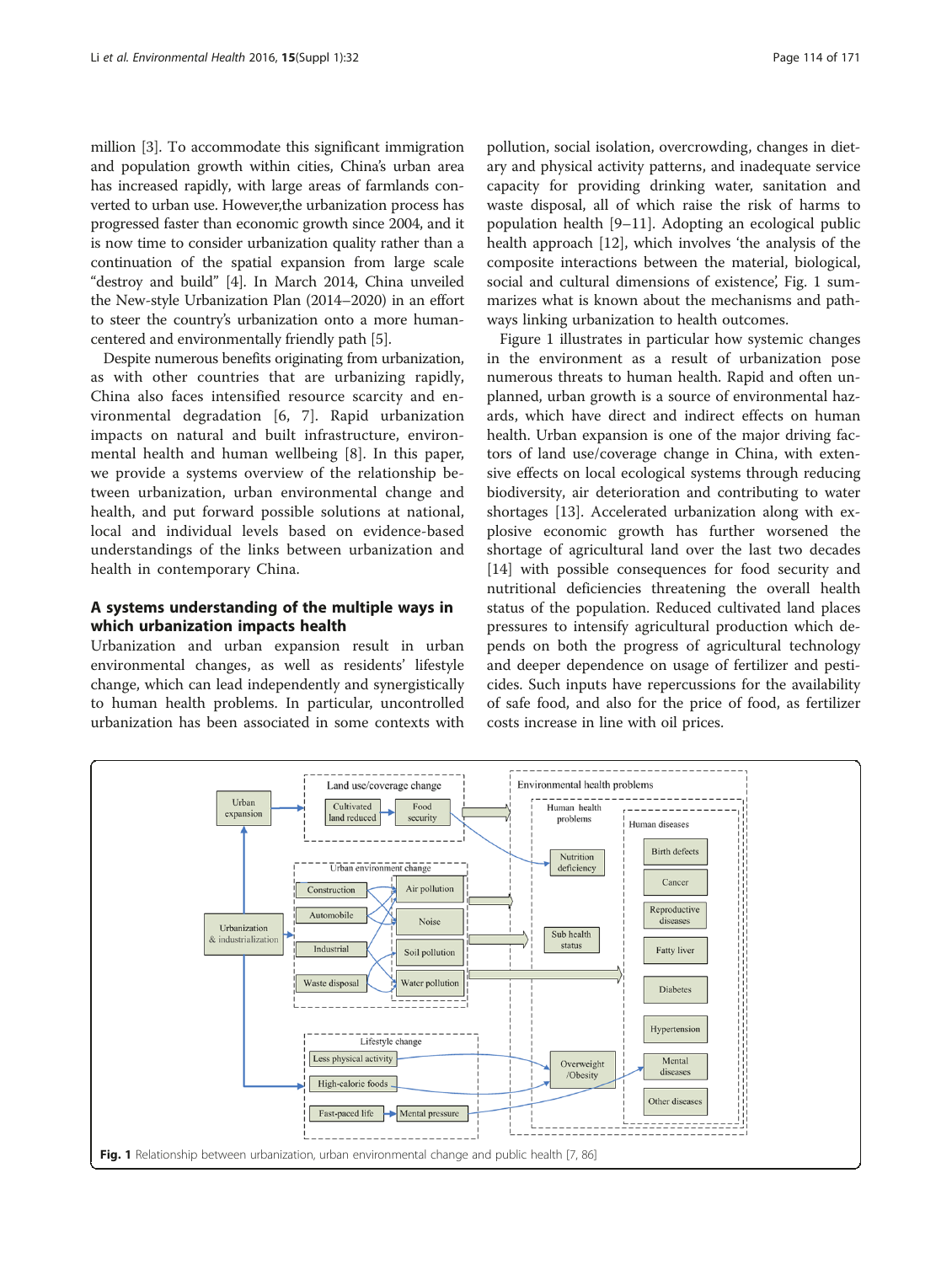million [3]. To accommodate this significant immigration and population growth within cities, China's urban area has increased rapidly, with large areas of farmlands converted to urban use. However,the urbanization process has progressed faster than economic growth since 2004, and it is now time to consider urbanization quality rather than a continuation of the spatial expansion from large scale "destroy and build" [4]. In March 2014, China unveiled the New-style Urbanization Plan (2014–2020) in an effort to steer the country's urbanization onto a more human-centered and environmentally friendly path [5].

Despite numerous benefits originating from urbanization, as with other countries that are urbanizing rapidly, China also faces intensified resource scarcity and environmental degradation [6, 7]. Rapid urbanization impacts on natural and built infrastructure, environmental health and human wellbeing [8]. In this paper, we provide a systems overview of the relationship between urbanization, urban environmental change and health, and put forward possible solutions at national, local and individual levels based on evidence-based understandings of the links between urbanization and health in contemporary China.

## A systems understanding of the multiple ways in which urbanization impacts health

Urbanization and urban expansion result in urban environmental changes, as well as residents' lifestyle change, which can lead independently and synergistically to human health problems. In particular, uncontrolled urbanization has been associated in some contexts with pollution, social isolation, overcrowding, changes in dietary and physical activity patterns, and inadequate service capacity for providing drinking water, sanitation and waste disposal, all of which raise the risk of harms to population health [9–11]. Adopting an ecological public health approach [12], which involves 'the analysis of the composite interactions between the material, biological, social and cultural dimensions of existence', Fig. 1 summarizes what is known about the mechanisms and pathways linking urbanization to health outcomes.

Figure 1 illustrates in particular how systemic changes in the environment as a result of urbanization pose numerous threats to human health. Rapid and often unplanned, urban growth is a source of environmental hazards, which have direct and indirect effects on human health. Urban expansion is one of the major driving factors of land use/coverage change in China, with extensive effects on local ecological systems through reducing biodiversity, air deterioration and contributing to water shortages [13]. Accelerated urbanization along with explosive economic growth has further worsened the shortage of agricultural land over the last two decades [14] with possible consequences for food security and nutritional deficiencies threatening the overall health status of the population. Reduced cultivated land places pressures to intensify agricultural production which depends on both the progress of agricultural technology and deeper dependence on usage of fertilizer and pesticides. Such inputs have repercussions for the availability of safe food, and also for the price of food, as fertilizer costs increase in line with oil prices.

**Fig. 1** Relationship between urbanization, urban environmental change and public health [7, 86]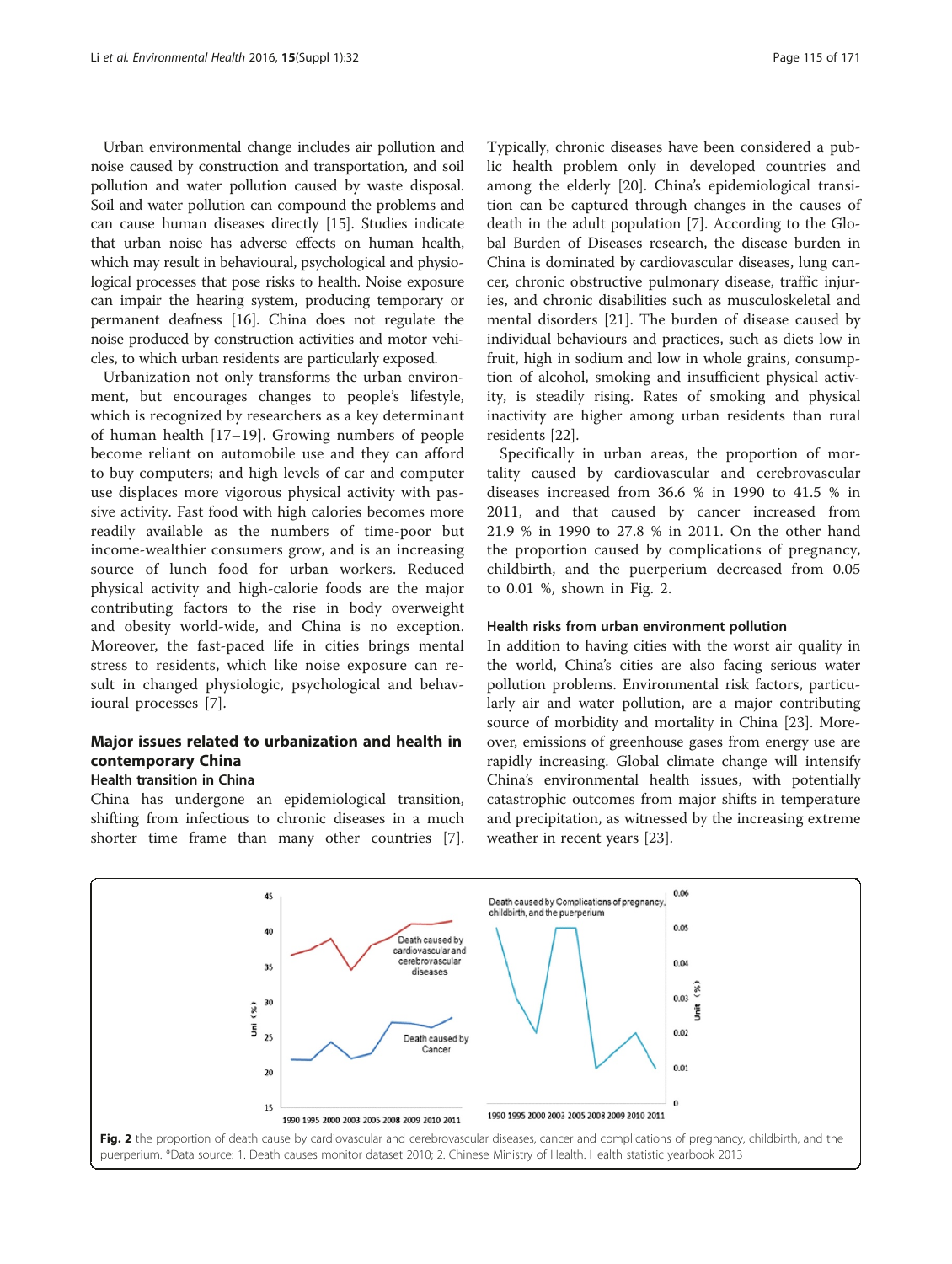Urban environmental change includes air pollution and noise caused by construction and transportation, and soil pollution and water pollution caused by waste disposal. Soil and water pollution can compound the problems and can cause human diseases directly [15]. Studies indicate that urban noise has adverse effects on human health, which may result in behavioural, psychological and physiological processes that pose risks to health. Noise exposure can impair the hearing system, producing temporary or permanent deafness [16]. China does not regulate the noise produced by construction activities and motor vehicles, to which urban residents are particularly exposed.

Urbanization not only transforms the urban environment, but encourages changes to people's lifestyle, which is recognized by researchers as a key determinant of human health [17–19]. Growing numbers of people become reliant on automobile use and they can afford to buy computers; and high levels of car and computer use displaces more vigorous physical activity with passive activity. Fast food with high calories becomes more readily available as the numbers of time-poor but income-wealthier consumers grow, and is an increasing source of lunch food for urban workers. Reduced physical activity and high-calorie foods are the major contributing factors to the rise in body overweight and obesity world-wide, and China is no exception. Moreover, the fast-paced life in cities brings mental stress to residents, which like noise exposure can result in changed physiologic, psychological and behavioural processes [7].

## Major issues related to urbanization and health in contemporary China

### Health transition in China

China has undergone an epidemiological transition, shifting from infectious to chronic diseases in a much shorter time frame than many other countries [7]. Typically, chronic diseases have been considered a public health problem only in developed countries and among the elderly [20]. China's epidemiological transition can be captured through changes in the causes of death in the adult population [7]. According to the Global Burden of Diseases research, the disease burden in China is dominated by cardiovascular diseases, lung cancer, chronic obstructive pulmonary disease, traffic injuries, and chronic disabilities such as musculoskeletal and mental disorders [21]. The burden of disease caused by individual behaviours and practices, such as diets low in fruit, high in sodium and low in whole grains, consumption of alcohol, smoking and insufficient physical activity, is steadily rising. Rates of smoking and physical inactivity are higher among urban residents than rural residents [22].

Specifically in urban areas, the proportion of mortality caused by cardiovascular and cerebrovascular diseases increased from 36.6 % in 1990 to 41.5 % in 2011, and that caused by cancer increased from 21.9 % in 1990 to 27.8 % in 2011. On the other hand the proportion caused by complications of pregnancy, childbirth, and the puerperium decreased from 0.05 to 0.01 %, shown in Fig. 2.

### Health risks from urban environment pollution

In addition to having cities with the worst air quality in the world, China's cities are also facing serious water pollution problems. Environmental risk factors, particularly air and water pollution, are a major contributing source of morbidity and mortality in China [23]. Moreover, emissions of greenhouse gases from energy use are rapidly increasing. Global climate change will intensify China's environmental health issues, with potentially catastrophic outcomes from major shifts in temperature and precipitation, as witnessed by the increasing extreme weather in recent years [23].

**Fig. 2** the proportion of death cause by cardiovascular and cerebrovascular diseases, cancer and complications of pregnancy, childbirth, and the puerperium. *Data source: 1. Death causes monitor dataset 2010; 2. Chinese Ministry of Health. Health statistic yearbook 2013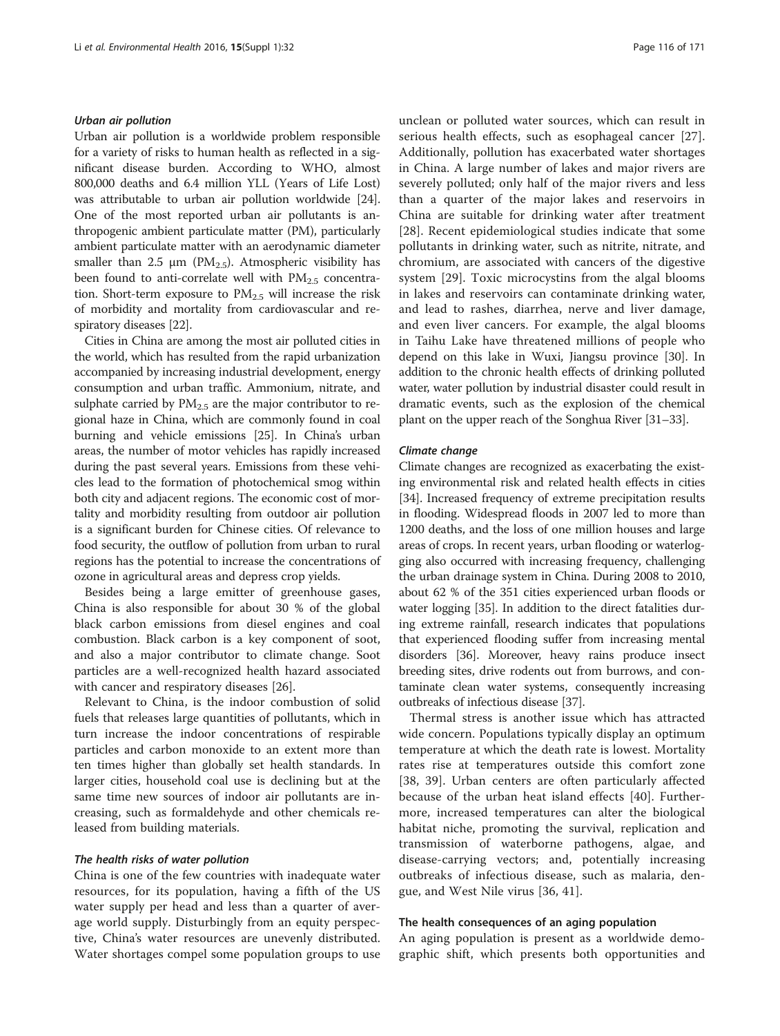#### *Urban air pollution*

Urban air pollution is a worldwide problem responsible for a variety of risks to human health as reflected in a significant disease burden. According to WHO, almost 800,000 deaths and 6.4 million YLL (Years of Life Lost) was attributable to urban air pollution worldwide [24]. One of the most reported urban air pollutants is anthropogenic ambient particulate matter (PM), particularly ambient particulate matter with an aerodynamic diameter smaller than 2.5 μm ($PM_{2.5}$). Atmospheric visibility has been found to anti-correlate well with $PM_{2.5}$ concentration. Short-term exposure to $PM_{2.5}$ will increase the risk of morbidity and mortality from cardiovascular and respiratory diseases [22].

Cities in China are among the most air polluted cities in the world, which has resulted from the rapid urbanization accompanied by increasing industrial development, energy consumption and urban traffic. Ammonium, nitrate, and sulphate carried by $PM_{2.5}$ are the major contributor to regional haze in China, which are commonly found in coal burning and vehicle emissions [25]. In China's urban areas, the number of motor vehicles has rapidly increased during the past several years. Emissions from these vehicles lead to the formation of photochemical smog within both city and adjacent regions. The economic cost of mortality and morbidity resulting from outdoor air pollution is a significant burden for Chinese cities. Of relevance to food security, the outflow of pollution from urban to rural regions has the potential to increase the concentrations of ozone in agricultural areas and depress crop yields.

Besides being a large emitter of greenhouse gases, China is also responsible for about 30 % of the global black carbon emissions from diesel engines and coal combustion. Black carbon is a key component of soot, and also a major contributor to climate change. Soot particles are a well-recognized health hazard associated with cancer and respiratory diseases [26].

Relevant to China, is the indoor combustion of solid fuels that releases large quantities of pollutants, which in turn increase the indoor concentrations of respirable particles and carbon monoxide to an extent more than ten times higher than globally set health standards. In larger cities, household coal use is declining but at the same time new sources of indoor air pollutants are increasing, such as formaldehyde and other chemicals released from building materials.

#### *The health risks of water pollution*

China is one of the few countries with inadequate water resources, for its population, having a fifth of the US water supply per head and less than a quarter of average world supply. Disturbingly from an equity perspective, China's water resources are unevenly distributed. Water shortages compel some population groups to use unclean or polluted water sources, which can result in serious health effects, such as esophageal cancer [27]. Additionally, pollution has exacerbated water shortages in China. A large number of lakes and major rivers are severely polluted; only half of the major rivers and less than a quarter of the major lakes and reservoirs in China are suitable for drinking water after treatment [28]. Recent epidemiological studies indicate that some pollutants in drinking water, such as nitrite, nitrate, and chromium, are associated with cancers of the digestive system [29]. Toxic microcystins from the algal blooms in lakes and reservoirs can contaminate drinking water, and lead to rashes, diarrhea, nerve and liver damage, and even liver cancers. For example, the algal blooms in Taihu Lake have threatened millions of people who depend on this lake in Wuxi, Jiangsu province [30]. In addition to the chronic health effects of drinking polluted water, water pollution by industrial disaster could result in dramatic events, such as the explosion of the chemical plant on the upper reach of the Songhua River [31–33].

#### *Climate change*

Climate changes are recognized as exacerbating the existing environmental risk and related health effects in cities [34]. Increased frequency of extreme precipitation results in flooding. Widespread floods in 2007 led to more than 1200 deaths, and the loss of one million houses and large areas of crops. In recent years, urban flooding or waterlogging also occurred with increasing frequency, challenging the urban drainage system in China. During 2008 to 2010, about 62 % of the 351 cities experienced urban floods or water logging [35]. In addition to the direct fatalities during extreme rainfall, research indicates that populations that experienced flooding suffer from increasing mental disorders [36]. Moreover, heavy rains produce insect breeding sites, drive rodents out from burrows, and contaminate clean water systems, consequently increasing outbreaks of infectious disease [37].

Thermal stress is another issue which has attracted wide concern. Populations typically display an optimum temperature at which the death rate is lowest. Mortality rates rise at temperatures outside this comfort zone [38, 39]. Urban centers are often particularly affected because of the urban heat island effects [40]. Furthermore, increased temperatures can alter the biological habitat niche, promoting the survival, replication and transmission of waterborne pathogens, algae, and disease-carrying vectors; and, potentially increasing outbreaks of infectious disease, such as malaria, dengue, and West Nile virus [36, 41].

### The health consequences of an aging population

An aging population is present as a worldwide demographic shift, which presents both opportunities and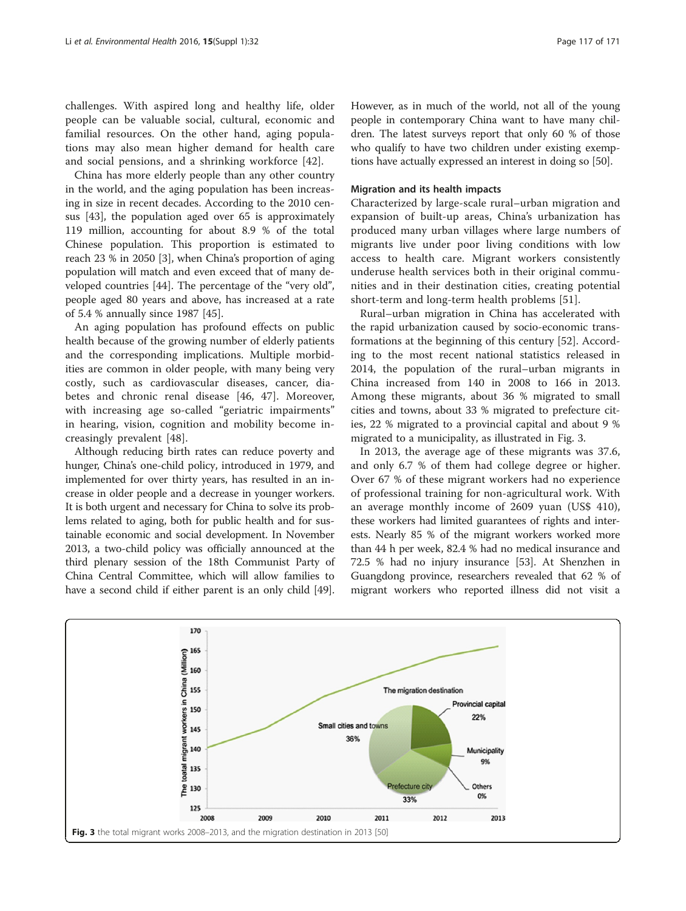challenges. With aspired long and healthy life, older people can be valuable social, cultural, economic and familial resources. On the other hand, aging populations may also mean higher demand for health care and social pensions, and a shrinking workforce [42].

China has more elderly people than any other country in the world, and the aging population has been increasing in size in recent decades. According to the 2010 census [43], the population aged over 65 is approximately 119 million, accounting for about 8.9 % of the total Chinese population. This proportion is estimated to reach 23 % in 2050 [3], when China's proportion of aging population will match and even exceed that of many developed countries [44]. The percentage of the "very old", people aged 80 years and above, has increased at a rate of 5.4 % annually since 1987 [45].

An aging population has profound effects on public health because of the growing number of elderly patients and the corresponding implications. Multiple morbidities are common in older people, with many being very costly, such as cardiovascular diseases, cancer, diabetes and chronic renal disease [46, 47]. Moreover, with increasing age so-called "geriatric impairments" in hearing, vision, cognition and mobility become increasingly prevalent [48].

Although reducing birth rates can reduce poverty and hunger, China's one-child policy, introduced in 1979, and implemented for over thirty years, has resulted in an increase in older people and a decrease in younger workers. It is both urgent and necessary for China to solve its problems related to aging, both for public health and for sustainable economic and social development. In November 2013, a two-child policy was officially announced at the third plenary session of the 18th Communist Party of China Central Committee, which will allow families to have a second child if either parent is an only child [49]. However, as in much of the world, not all of the young people in contemporary China want to have many children. The latest surveys report that only 60 % of those who qualify to have two children under existing exemptions have actually expressed an interest in doing so [50].

#### Migration and its health impacts

Characterized by large-scale rural–urban migration and expansion of built-up areas, China's urbanization has produced many urban villages where large numbers of migrants live under poor living conditions with low access to health care. Migrant workers consistently underuse health services both in their original communities and in their destination cities, creating potential short-term and long-term health problems [51].

Rural–urban migration in China has accelerated with the rapid urbanization caused by socio-economic transformations at the beginning of this century [52]. According to the most recent national statistics released in 2014, the population of the rural–urban migrants in China increased from 140 in 2008 to 166 in 2013. Among these migrants, about 36 % migrated to small cities and towns, about 33 % migrated to prefecture cities, 22 % migrated to a provincial capital and about 9 % migrated to a municipality, as illustrated in Fig. 3.

In 2013, the average age of these migrants was 37.6, and only 6.7 % of them had college degree or higher. Over 67 % of these migrant workers had no experience of professional training for non-agricultural work. With an average monthly income of 2609 yuan (US$ 410), these workers had limited guarantees of rights and interests. Nearly 85 % of the migrant workers worked more than 44 h per week, 82.4 % had no medical insurance and 72.5 % had no injury insurance [53]. At Shenzhen in Guangdong province, researchers revealed that 62 % of migrant workers who reported illness did not visit a

**Fig. 3** the total migrant works 2008–2013, and the migration destination in 2013 [50]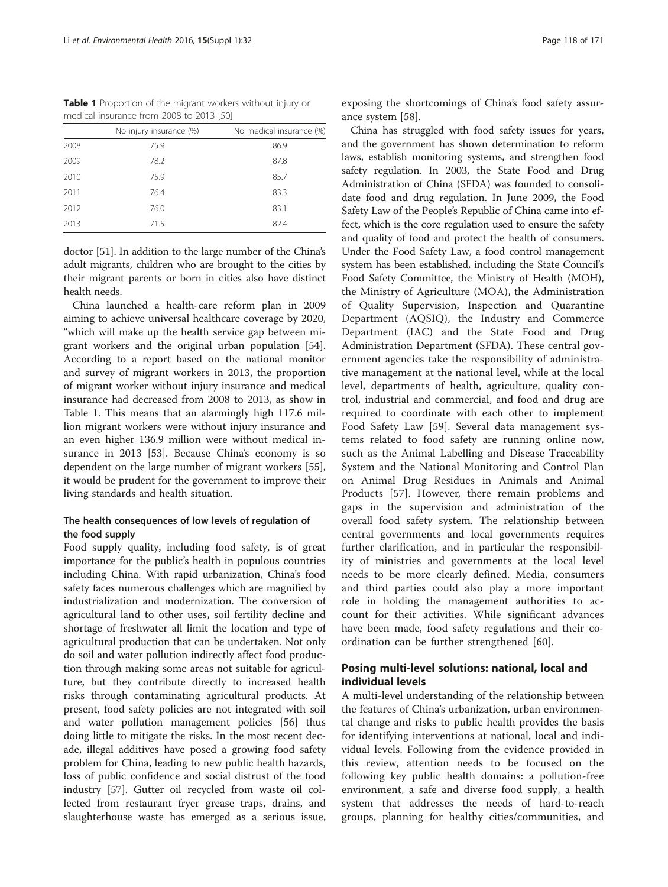**Table 1** Proportion of the migrant workers without injury or medical insurance from 2008 to 2013 [50]

| | No injury insurance (%) | No medical insurance (%) |
|---|---|---|
| 2008 | 75.9 | 86.9 |
| 2009 | 78.2 | 87.8 |
| 2010 | 75.9 | 85.7 |
| 2011 | 76.4 | 83.3 |
| 2012 | 76.0 | 83.1 |
| 2013 | 71.5 | 82.4 |

doctor [51]. In addition to the large number of the China's adult migrants, children who are brought to the cities by their migrant parents or born in cities also have distinct health needs.

China launched a health-care reform plan in 2009 aiming to achieve universal healthcare coverage by 2020, "which will make up the health service gap between migrant workers and the original urban population [54]. According to a report based on the national monitor and survey of migrant workers in 2013, the proportion of migrant worker without injury insurance and medical insurance had decreased from 2008 to 2013, as show in Table 1. This means that an alarmingly high 117.6 million migrant workers were without injury insurance and an even higher 136.9 million were without medical insurance in 2013 [53]. Because China's economy is so dependent on the large number of migrant workers [55], it would be prudent for the government to improve their living standards and health situation.

### The health consequences of low levels of regulation of the food supply

Food supply quality, including food safety, is of great importance for the public's health in populous countries including China. With rapid urbanization, China's food safety faces numerous challenges which are magnified by industrialization and modernization. The conversion of agricultural land to other uses, soil fertility decline and shortage of freshwater all limit the location and type of agricultural production that can be undertaken. Not only do soil and water pollution indirectly affect food production through making some areas not suitable for agriculture, but they contribute directly to increased health risks through contaminating agricultural products. At present, food safety policies are not integrated with soil and water pollution management policies [56] thus doing little to mitigate the risks. In the most recent decade, illegal additives have posed a growing food safety problem for China, leading to new public health hazards, loss of public confidence and social distrust of the food industry [57]. Gutter oil recycled from waste oil collected from restaurant fryer grease traps, drains, and slaughterhouse waste has emerged as a serious issue, exposing the shortcomings of China's food safety assurance system [58].

China has struggled with food safety issues for years, and the government has shown determination to reform laws, establish monitoring systems, and strengthen food safety regulation. In 2003, the State Food and Drug Administration of China (SFDA) was founded to consolidate food and drug regulation. In June 2009, the Food Safety Law of the People's Republic of China came into effect, which is the core regulation used to ensure the safety and quality of food and protect the health of consumers. Under the Food Safety Law, a food control management system has been established, including the State Council's Food Safety Committee, the Ministry of Health (MOH), the Ministry of Agriculture (MOA), the Administration of Quality Supervision, Inspection and Quarantine Department (AQSIQ), the Industry and Commerce Department (IAC) and the State Food and Drug Administration Department (SFDA). These central government agencies take the responsibility of administrative management at the national level, while at the local level, departments of health, agriculture, quality control, industrial and commercial, and food and drug are required to coordinate with each other to implement Food Safety Law [59]. Several data management systems related to food safety are running online now, such as the Animal Labelling and Disease Traceability System and the National Monitoring and Control Plan on Animal Drug Residues in Animals and Animal Products [57]. However, there remain problems and gaps in the supervision and administration of the overall food safety system. The relationship between central governments and local governments requires further clarification, and in particular the responsibility of ministries and governments at the local level needs to be more clearly defined. Media, consumers and third parties could also play a more important role in holding the management authorities to account for their activities. While significant advances have been made, food safety regulations and their coordination can be further strengthened [60].

## Posing multi-level solutions: national, local and individual levels

A multi-level understanding of the relationship between the features of China's urbanization, urban environmental change and risks to public health provides the basis for identifying interventions at national, local and individual levels. Following from the evidence provided in this review, attention needs to be focused on the following key public health domains: a pollution-free environment, a safe and diverse food supply, a health system that addresses the needs of hard-to-reach groups, planning for healthy cities/communities, and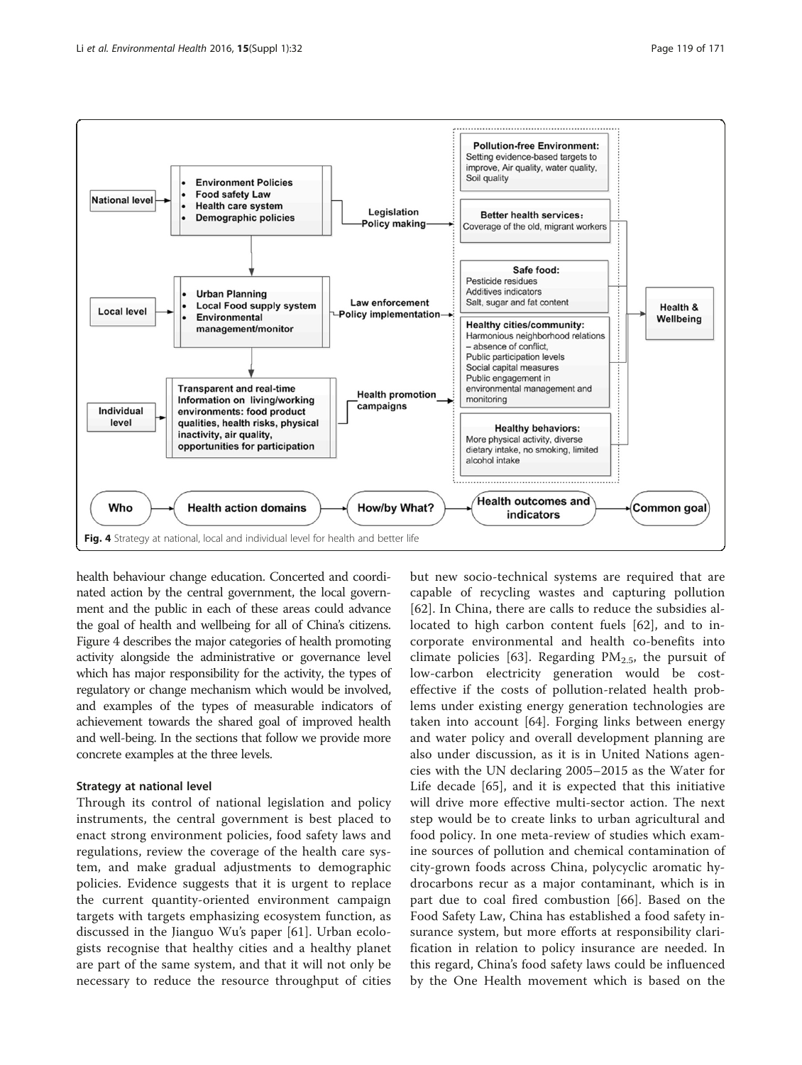**Fig. 4** Strategy at national, local and individual level for health and better life

health behaviour change education. Concerted and coordinated action by the central government, the local government and the public in each of these areas could advance the goal of health and wellbeing for all of China's citizens. Figure 4 describes the major categories of health promoting activity alongside the administrative or governance level which has major responsibility for the activity, the types of regulatory or change mechanism which would be involved, and examples of the types of measurable indicators of achievement towards the shared goal of improved health and well-being. In the sections that follow we provide more concrete examples at the three levels.

### Strategy at national level

Through its control of national legislation and policy instruments, the central government is best placed to enact strong environment policies, food safety laws and regulations, review the coverage of the health care system, and make gradual adjustments to demographic policies. Evidence suggests that it is urgent to replace the current quantity-oriented environment campaign targets with targets emphasizing ecosystem function, as discussed in the Jianguo Wu's paper [61]. Urban ecologists recognise that healthy cities and a healthy planet are part of the same system, and that it will not only be necessary to reduce the resource throughput of cities but new socio-technical systems are required that are capable of recycling wastes and capturing pollution [62]. In China, there are calls to reduce the subsidies allocated to high carbon content fuels [62], and to incorporate environmental and health co-benefits into climate policies [63]. Regarding $PM_{2.5}$, the pursuit of low-carbon electricity generation would be cost-effective if the costs of pollution-related health problems under existing energy generation technologies are taken into account [64]. Forging links between energy and water policy and overall development planning are also under discussion, as it is in United Nations agencies with the UN declaring 2005–2015 as the Water for Life decade [65], and it is expected that this initiative will drive more effective multi-sector action. The next step would be to create links to urban agricultural and food policy. In one meta-review of studies which examine sources of pollution and chemical contamination of city-grown foods across China, polycyclic aromatic hydrocarbons recur as a major contaminant, which is in part due to coal fired combustion [66]. Based on the Food Safety Law, China has established a food safety insurance system, but more efforts at responsibility clarification in relation to policy insurance are needed. In this regard, China's food safety laws could be influenced by the One Health movement which is based on the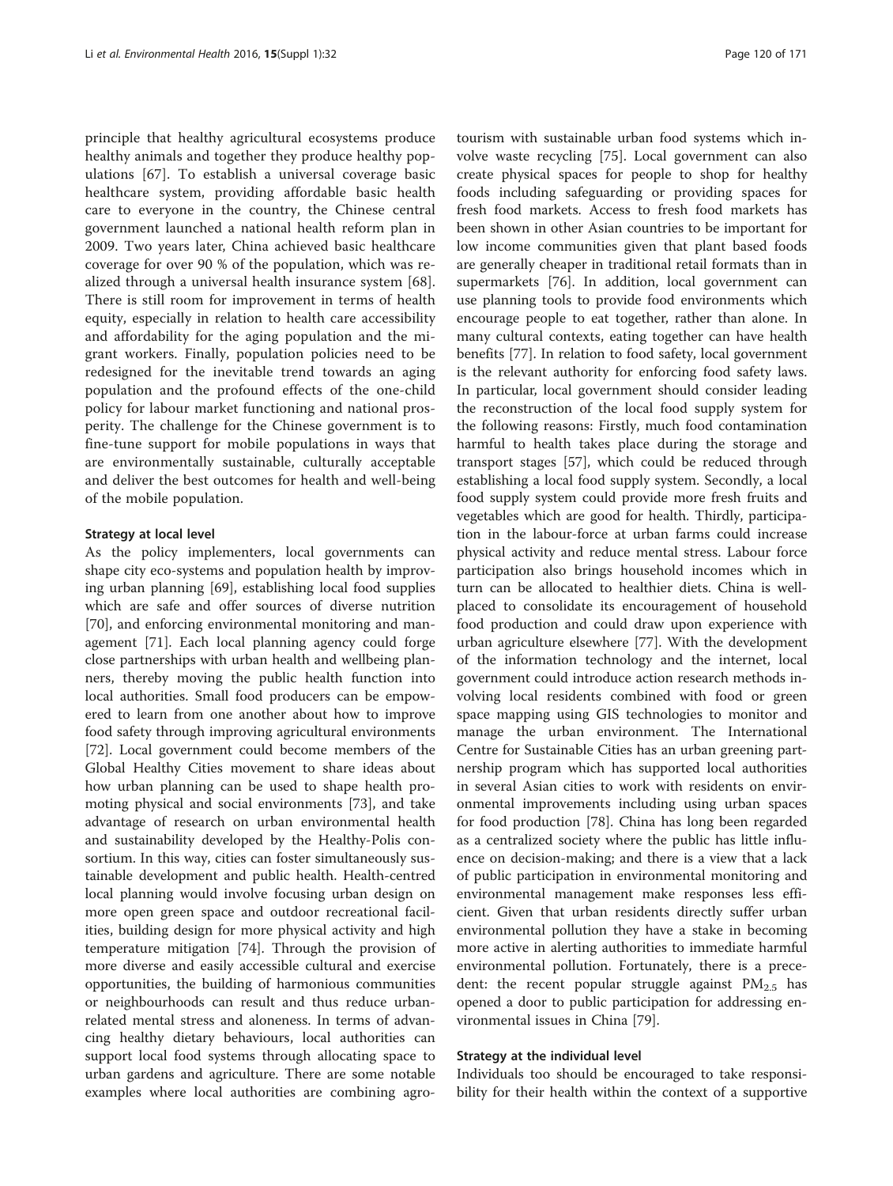principle that healthy agricultural ecosystems produce healthy animals and together they produce healthy populations [67]. To establish a universal coverage basic healthcare system, providing affordable basic health care to everyone in the country, the Chinese central government launched a national health reform plan in 2009. Two years later, China achieved basic healthcare coverage for over 90 % of the population, which was realized through a universal health insurance system [68]. There is still room for improvement in terms of health equity, especially in relation to health care accessibility and affordability for the aging population and the migrant workers. Finally, population policies need to be redesigned for the inevitable trend towards an aging population and the profound effects of the one-child policy for labour market functioning and national prosperity. The challenge for the Chinese government is to fine-tune support for mobile populations in ways that are environmentally sustainable, culturally acceptable and deliver the best outcomes for health and well-being of the mobile population.

#### Strategy at local level

As the policy implementers, local governments can shape city eco-systems and population health by improving urban planning [69], establishing local food supplies which are safe and offer sources of diverse nutrition [70], and enforcing environmental monitoring and management [71]. Each local planning agency could forge close partnerships with urban health and wellbeing planners, thereby moving the public health function into local authorities. Small food producers can be empowered to learn from one another about how to improve food safety through improving agricultural environments [72]. Local government could become members of the Global Healthy Cities movement to share ideas about how urban planning can be used to shape health promoting physical and social environments [73], and take advantage of research on urban environmental health and sustainability developed by the Healthy-Polis consortium. In this way, cities can foster simultaneously sustainable development and public health. Health-centred local planning would involve focusing urban design on more open green space and outdoor recreational facilities, building design for more physical activity and high temperature mitigation [74]. Through the provision of more diverse and easily accessible cultural and exercise opportunities, the building of harmonious communities or neighbourhoods can result and thus reduce urban-related mental stress and aloneness. In terms of advancing healthy dietary behaviours, local authorities can support local food systems through allocating space to urban gardens and agriculture. There are some notable examples where local authorities are combining agro-tourism with sustainable urban food systems which involve waste recycling [75]. Local government can also create physical spaces for people to shop for healthy foods including safeguarding or providing spaces for fresh food markets. Access to fresh food markets has been shown in other Asian countries to be important for low income communities given that plant based foods are generally cheaper in traditional retail formats than in supermarkets [76]. In addition, local government can use planning tools to provide food environments which encourage people to eat together, rather than alone. In many cultural contexts, eating together can have health benefits [77]. In relation to food safety, local government is the relevant authority for enforcing food safety laws. In particular, local government should consider leading the reconstruction of the local food supply system for the following reasons: Firstly, much food contamination harmful to health takes place during the storage and transport stages [57], which could be reduced through establishing a local food supply system. Secondly, a local food supply system could provide more fresh fruits and vegetables which are good for health. Thirdly, participation in the labour-force at urban farms could increase physical activity and reduce mental stress. Labour force participation also brings household incomes which in turn can be allocated to healthier diets. China is well-placed to consolidate its encouragement of household food production and could draw upon experience with urban agriculture elsewhere [77]. With the development of the information technology and the internet, local government could introduce action research methods involving local residents combined with food or green space mapping using GIS technologies to monitor and manage the urban environment. The International Centre for Sustainable Cities has an urban greening partnership program which has supported local authorities in several Asian cities to work with residents on environmental improvements including using urban spaces for food production [78]. China has long been regarded as a centralized society where the public has little influence on decision-making; and there is a view that a lack of public participation in environmental monitoring and environmental management make responses less efficient. Given that urban residents directly suffer urban environmental pollution they have a stake in becoming more active in alerting authorities to immediate harmful environmental pollution. Fortunately, there is a precedent: the recent popular struggle against $PM_{2.5}$ has opened a door to public participation for addressing environmental issues in China [79].

#### Strategy at the individual level

Individuals too should be encouraged to take responsibility for their health within the context of a supportive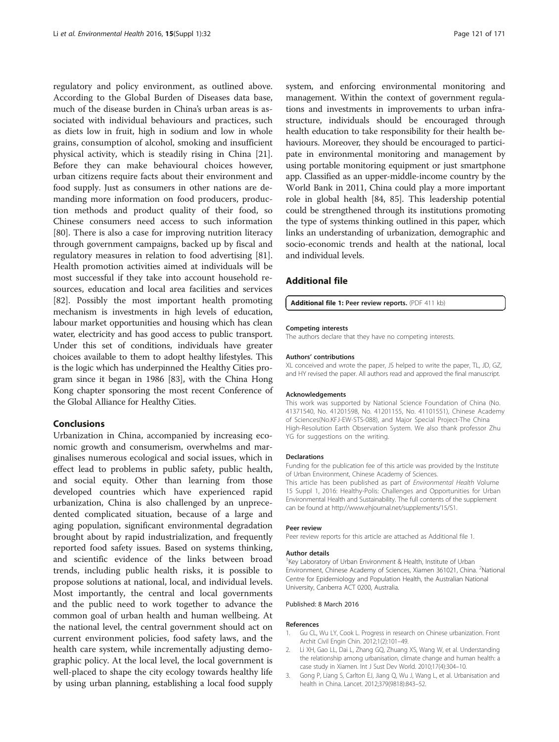regulatory and policy environment, as outlined above. According to the Global Burden of Diseases data base, much of the disease burden in China's urban areas is associated with individual behaviours and practices, such as diets low in fruit, high in sodium and low in whole grains, consumption of alcohol, smoking and insufficient physical activity, which is steadily rising in China [21]. Before they can make behavioural choices however, urban citizens require facts about their environment and food supply. Just as consumers in other nations are demanding more information on food producers, production methods and product quality of their food, so Chinese consumers need access to such information [80]. There is also a case for improving nutrition literacy through government campaigns, backed up by fiscal and regulatory measures in relation to food advertising [81]. Health promotion activities aimed at individuals will be most successful if they take into account household resources, education and local area facilities and services [82]. Possibly the most important health promoting mechanism is investments in high levels of education, labour market opportunities and housing which has clean water, electricity and has good access to public transport. Under this set of conditions, individuals have greater choices available to them to adopt healthy lifestyles. This is the logic which has underpinned the Healthy Cities program since it began in 1986 [83], with the China Hong Kong chapter sponsoring the most recent Conference of the Global Alliance for Healthy Cities.

## Conclusions

Urbanization in China, accompanied by increasing economic growth and consumerism, overwhelms and marginalises numerous ecological and social issues, which in effect lead to problems in public safety, public health, and social equity. Other than learning from those developed countries which have experienced rapid urbanization, China is also challenged by an unprecedented complicated situation, because of a large and aging population, significant environmental degradation brought about by rapid industrialization, and frequently reported food safety issues. Based on systems thinking, and scientific evidence of the links between broad trends, including public health risks, it is possible to propose solutions at national, local, and individual levels. Most importantly, the central and local governments and the public need to work together to advance the common goal of urban health and human wellbeing. At the national level, the central government should act on current environment policies, food safety laws, and the health care system, while incrementally adjusting demographic policy. At the local level, the local government is well-placed to shape the city ecology towards healthy life by using urban planning, establishing a local food supply system, and enforcing environmental monitoring and management. Within the context of government regulations and investments in improvements to urban infrastructure, individuals should be encouraged through health education to take responsibility for their health behaviours. Moreover, they should be encouraged to participate in environmental monitoring and management by using portable monitoring equipment or just smartphone app. Classified as an upper-middle-income country by the World Bank in 2011, China could play a more important role in global health [84, 85]. This leadership potential could be strengthened through its institutions promoting the type of systems thinking outlined in this paper, which links an understanding of urbanization, demographic and socio-economic trends and health at the national, local and individual levels.

## Additional file

**Additional file 1: Peer review reports.** (PDF 411 kb)

#### Competing interests
The authors declare that they have no competing interests.

#### Authors' contributions
XL conceived and wrote the paper, JS helped to write the paper, TL, JD, GZ, and HY revised the paper. All authors read and approved the final manuscript.

#### Acknowledgements
This work was supported by National Science Foundation of China (No. 41371540, No. 41201598, No. 41201155, No. 41101551), Chinese Academy of Sciences(No.KFJ-EW-STS-088), and Major Special Project-The China High-Resolution Earth Observation System. We also thank professor Zhu YG for suggestions on the writing.

#### Declarations
Funding for the publication fee of this article was provided by the Institute of Urban Environment, Chinese Academy of Sciences.
This article has been published as part of *Environmental Health* Volume 15 Suppl 1, 2016: Healthy-Polis: Challenges and Opportunities for Urban Environmental Health and Sustainability. The full contents of the supplement can be found at http://www.ehjournal.net/supplements/15/S1.

#### Peer review
Peer review reports for this article are attached as Additional file 1.

#### Author details
[1]Key Laboratory of Urban Environment & Health, Institute of Urban Environment, Chinese Academy of Sciences, Xiamen 361021, China. [2]National Centre for Epidemiology and Population Health, the Australian National University, Canberra ACT 0200, Australia.

Published: 8 March 2016

#### References
1. Gu CL, Wu LY, Cook L. Progress in research on Chinese urbanization. Front Archit Civil Engin Chin. 2012;1(2):101–49.
2. Li XH, Gao LL, Dai L, Zhang GQ, Zhuang XS, Wang W, et al. Understanding the relationship among urbanisation, climate change and human health: a case study in Xiamen. Int J Sust Dev World. 2010;17(4):304–10.
3. Gong P, Liang S, Carlton EJ, Jiang Q, Wu J, Wang L, et al. Urbanisation and health in China. Lancet. 2012;379(9818):843–52.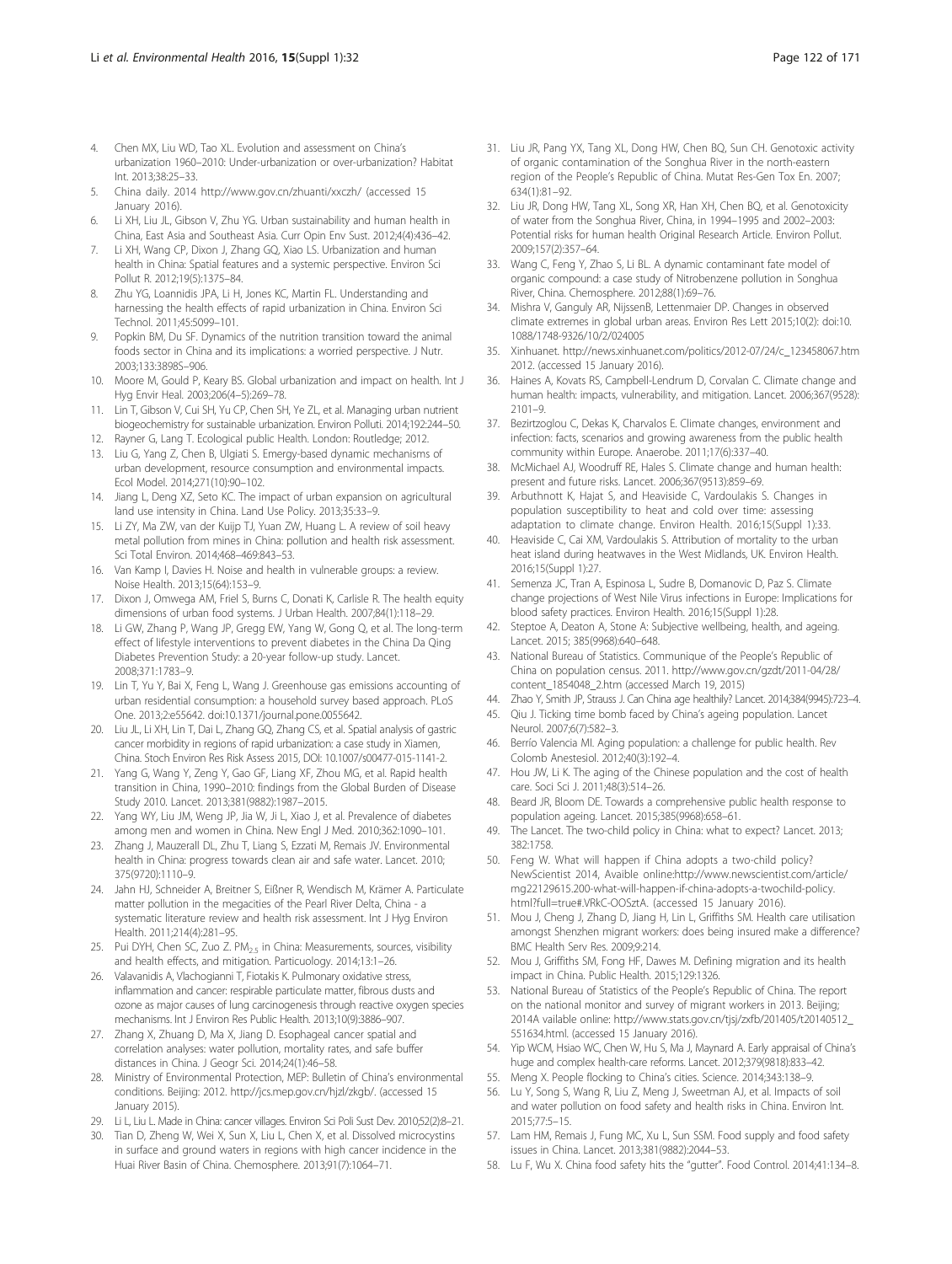4. Chen MX, Liu WD, Tao XL. Evolution and assessment on China's urbanization 1960–2010: Under-urbanization or over-urbanization? Habitat Int. 2013;38:25–33.
5. China daily. 2014 http://www.gov.cn/zhuanti/xxczh/ (accessed 15 January 2016).
6. Li XH, Liu JL, Gibson V, Zhu YG. Urban sustainability and human health in China, East Asia and Southeast Asia. Curr Opin Env Sust. 2012;4(4):436–42.
7. Li XH, Wang CP, Dixon J, Zhang GQ, Xiao LS. Urbanization and human health in China: Spatial features and a systemic perspective. Environ Sci Pollut R. 2012;19(5):1375–84.
8. Zhu YG, Loannidis JPA, Li H, Jones KC, Martin FL. Understanding and harnessing the health effects of rapid urbanization in China. Environ Sci Technol. 2011;45:5099–101.
9. Popkin BM, Du SF. Dynamics of the nutrition transition toward the animal foods sector in China and its implications: a worried perspective. J Nutr. 2003;133:3898S–906.
10. Moore M, Gould P, Keary BS. Global urbanization and impact on health. Int J Hyg Envir Heal. 2003;206(4–5):269–78.
11. Lin T, Gibson V, Cui SH, Yu CP, Chen SH, Ye ZL, et al. Managing urban nutrient biogeochemistry for sustainable urbanization. Environ Polluti. 2014;192:244–50.
12. Rayner G, Lang T. Ecological public Health. London: Routledge; 2012.
13. Liu G, Yang Z, Chen B, Ulgiati S. Emergy-based dynamic mechanisms of urban development, resource consumption and environmental impacts. Ecol Model. 2014;271(10):90–102.
14. Jiang L, Deng XZ, Seto KC. The impact of urban expansion on agricultural land use intensity in China. Land Use Policy. 2013;35:33–9.
15. Li ZY, Ma ZW, van der Kuijp TJ, Yuan ZW, Huang L. A review of soil heavy metal pollution from mines in China: pollution and health risk assessment. Sci Total Environ. 2014;468–469:843–53.
16. Van Kamp I, Davies H. Noise and health in vulnerable groups: a review. Noise Health. 2013;15(64):153–9.
17. Dixon J, Omwega AM, Friel S, Burns C, Donati K, Carlisle R. The health equity dimensions of urban food systems. J Urban Health. 2007;84(1):118–29.
18. Li GW, Zhang P, Wang JP, Gregg EW, Yang W, Gong Q, et al. The long-term effect of lifestyle interventions to prevent diabetes in the China Da Qing Diabetes Prevention Study: a 20-year follow-up study. Lancet. 2008;371:1783–9.
19. Lin T, Yu Y, Bai X, Feng L, Wang J. Greenhouse gas emissions accounting of urban residential consumption: a household survey based approach. PLoS One. 2013;2:e55642. doi:10.1371/journal.pone.0055642.
20. Liu JL, Li XH, Lin T, Dai L, Zhang GQ, Zhang CS, et al. Spatial analysis of gastric cancer morbidity in regions of rapid urbanization: a case study in Xiamen, China. Stoch Environ Res Risk Assess 2015, DOI: 10.1007/s00477-015-1141-2.
21. Yang G, Wang Y, Zeng Y, Gao GF, Liang XF, Zhou MG, et al. Rapid health transition in China, 1990–2010: findings from the Global Burden of Disease Study 2010. Lancet. 2013;381(9882):1987–2015.
22. Yang WY, Liu JM, Weng JP, Jia W, Ji L, Xiao J, et al. Prevalence of diabetes among men and women in China. New Engl J Med. 2010;362:1090–101.
23. Zhang J, Mauzerall DL, Zhu T, Liang S, Ezzati M, Remais JV. Environmental health in China: progress towards clean air and safe water. Lancet. 2010; 375(9720):1110–9.
24. Jahn HJ, Schneider A, Breitner S, Eißner R, Wendisch M, Krämer A. Particulate matter pollution in the megacities of the Pearl River Delta, China - a systematic literature review and health risk assessment. Int J Hyg Environ Health. 2011;214(4):281–95.
25. Pui DYH, Chen SC, Zuo Z. $PM_{2.5}$ in China: Measurements, sources, visibility and health effects, and mitigation. Particuology. 2014;13:1–26.
26. Valavanidis A, Vlachogianni T, Fiotakis K. Pulmonary oxidative stress, inflammation and cancer: respirable particulate matter, fibrous dusts and ozone as major causes of lung carcinogenesis through reactive oxygen species mechanisms. Int J Environ Res Public Health. 2013;10(9):3886–907.
27. Zhang X, Zhuang D, Ma X, Jiang D. Esophageal cancer spatial and correlation analyses: water pollution, mortality rates, and safe buffer distances in China. J Geogr Sci. 2014;24(1):46–58.
28. Ministry of Environmental Protection, MEP: Bulletin of China's environmental conditions. Beijing: 2012. http://jcs.mep.gov.cn/hjzl/zkgb/. (accessed 15 January 2015).
29. Li L, Liu L. Made in China: cancer villages. Environ Sci Poli Sust Dev. 2010;52(2):8–21.
30. Tian D, Zheng W, Wei X, Sun X, Liu L, Chen X, et al. Dissolved microcystins in surface and ground waters in regions with high cancer incidence in the Huai River Basin of China. Chemosphere. 2013;91(7):1064–71.
31. Liu JR, Pang YX, Tang XL, Dong HW, Chen BQ, Sun CH. Genotoxic activity of organic contamination of the Songhua River in the north-eastern region of the People's Republic of China. Mutat Res-Gen Tox En. 2007; 634(1):81–92.
32. Liu JR, Dong HW, Tang XL, Song XR, Han XH, Chen BQ, et al. Genotoxicity of water from the Songhua River, China, in 1994–1995 and 2002–2003: Potential risks for human health Original Research Article. Environ Pollut. 2009;157(2):357–64.
33. Wang C, Feng Y, Zhao S, Li BL. A dynamic contaminant fate model of organic compound: a case study of Nitrobenzene pollution in Songhua River, China. Chemosphere. 2012;88(1):69–76.
34. Mishra V, Ganguly AR, NijssenB, Lettenmaier DP. Changes in observed climate extremes in global urban areas. Environ Res Lett 2015;10(2): doi:10.1088/1748-9326/10/2/024005
35. Xinhuanet. http://news.xinhuanet.com/politics/2012-07/24/c_123458067.htm 2012. (accessed 15 January 2016).
36. Haines A, Kovats RS, Campbell-Lendrum D, Corvalan C. Climate change and human health: impacts, vulnerability, and mitigation. Lancet. 2006;367(9528): 2101–9.
37. Bezirtzoglou C, Dekas K, Charvalos E. Climate changes, environment and infection: facts, scenarios and growing awareness from the public health community within Europe. Anaerobe. 2011;17(6):337–40.
38. McMichael AJ, Woodruff RE, Hales S. Climate change and human health: present and future risks. Lancet. 2006;367(9513):859–69.
39. Arbuthnott K, Hajat S, and Heaviside C, Vardoulakis S. Changes in population susceptibility to heat and cold over time: assessing adaptation to climate change. Environ Health. 2016;15(Suppl 1):33.
40. Heaviside C, Cai XM, Vardoulakis S. Attribution of mortality to the urban heat island during heatwaves in the West Midlands, UK. Environ Health. 2016;15(Suppl 1):27.
41. Semenza JC, Tran A, Espinosa L, Sudre B, Domanovic D, Paz S. Climate change projections of West Nile Virus infections in Europe: Implications for blood safety practices. Environ Health. 2016;15(Suppl 1):28.
42. Steptoe A, Deaton A, Stone A: Subjective wellbeing, health, and ageing. Lancet. 2015; 385(9968):640–648.
43. National Bureau of Statistics. Communique of the People's Republic of China on population census. 2011. http://www.gov.cn/gzdt/2011-04/28/content_1854048_2.htm (accessed March 19, 2015)
44. Zhao Y, Smith JP, Strauss J. Can China age healthily? Lancet. 2014;384(9945):723–4.
45. Qiu J. Ticking time bomb faced by China's ageing population. Lancet Neurol. 2007;6(7):582–3.
46. Berrío Valencia MI. Aging population: a challenge for public health. Rev Colomb Anestesiol. 2012;40(3):192–4.
47. Hou JW, Li K. The aging of the Chinese population and the cost of health care. Soci Sci J. 2011;48(3):514–26.
48. Beard JR, Bloom DE. Towards a comprehensive public health response to population ageing. Lancet. 2015;385(9968):658–61.
49. The Lancet. The two-child policy in China: what to expect? Lancet. 2013; 382:1758.
50. Feng W. What will happen if China adopts a two-child policy? NewScientist 2014, Avaible online:http://www.newscientist.com/article/mg22129615.200-what-will-happen-if-china-adopts-a-twochild-policy.html?full=true#.VRkC-OOSztA. (accessed 15 January 2016).
51. Mou J, Cheng J, Zhang D, Jiang H, Lin L, Griffiths SM. Health care utilisation amongst Shenzhen migrant workers: does being insured make a difference? BMC Health Serv Res. 2009;9:214.
52. Mou J, Griffiths SM, Fong HF, Dawes M. Defining migration and its health impact in China. Public Health. 2015;129:1326.
53. National Bureau of Statistics of the People's Republic of China. The report on the national monitor and survey of migrant workers in 2013. Beijing; 2014A vailable online: http://www.stats.gov.cn/tjsj/zxfb/201405/t20140512_551634.html. (accessed 15 January 2016).
54. Yip WCM, Hsiao WC, Chen W, Hu S, Ma J, Maynard A. Early appraisal of China's huge and complex health-care reforms. Lancet. 2012;379(9818):833–42.
55. Meng X. People flocking to China's cities. Science. 2014;343:138–9.
56. Lu Y, Song S, Wang R, Liu Z, Meng J, Sweetman AJ, et al. Impacts of soil and water pollution on food safety and health risks in China. Environ Int. 2015;77:5–15.
57. Lam HM, Remais J, Fung MC, Xu L, Sun SSM. Food supply and food safety issues in China. Lancet. 2013;381(9882):2044–53.
58. Lu F, Wu X. China food safety hits the "gutter". Food Control. 2014;41:134–8.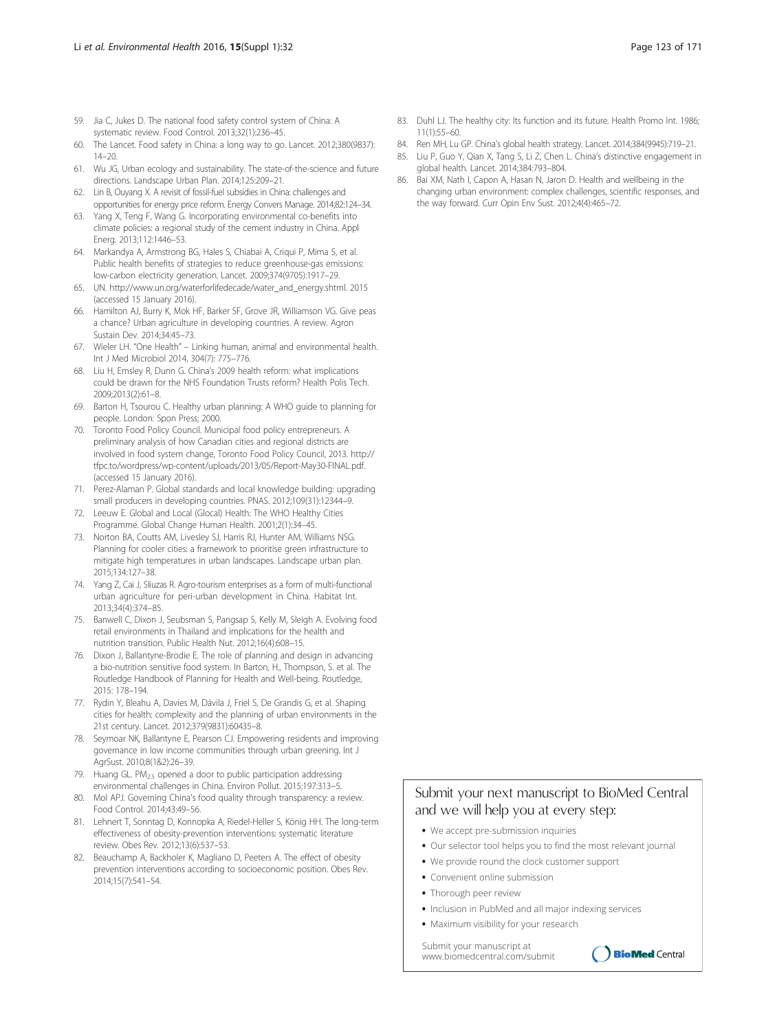59. Jia C, Jukes D. The national food safety control system of China: A systematic review. Food Control. 2013;32(1):236–45.
60. The Lancet. Food safety in China: a long way to go. Lancet. 2012;380(9837): 14–20.
61. Wu JG, Urban ecology and sustainability. The state-of-the-science and future directions. Landscape Urban Plan. 2014;125:209–21.
62. Lin B, Ouyang X. A revisit of fossil-fuel subsidies in China: challenges and opportunities for energy price reform. Energy Convers Manage. 2014;82:124–34.
63. Yang X, Teng F, Wang G. Incorporating environmental co-benefits into climate policies: a regional study of the cement industry in China. Appl Energ. 2013;112:1446–53.
64. Markandya A, Armstrong BG, Hales S, Chiabai A, Criqui P, Mima S, et al. Public health benefits of strategies to reduce greenhouse-gas emissions: low-carbon electricity generation. Lancet. 2009;374(9705):1917–29.
65. UN. http://www.un.org/waterforlifedecade/water_and_energy.shtml. 2015 (accessed 15 January 2016).
66. Hamilton AJ, Burry K, Mok HF, Barker SF, Grove JR, Williamson VG. Give peas a chance? Urban agriculture in developing countries. A review. Agron Sustain Dev. 2014;34:45–73.
67. Wieler LH. "One Health" – Linking human, animal and environmental health. Int J Med Microbiol 2014, 304(7): 775–776.
68. Liu H, Emsley R, Dunn G. China's 2009 health reform: what implications could be drawn for the NHS Foundation Trusts reform? Health Polis Tech. 2009;2013(2):61–8.
69. Barton H, Tsourou C. Healthy urban planning: A WHO guide to planning for people. London: Spon Press; 2000.
70. Toronto Food Policy Council. Municipal food policy entrepreneurs. A preliminary analysis of how Canadian cities and regional districts are involved in food system change, Toronto Food Policy Council, 2013. http://tfpc.to/wordpress/wp-content/uploads/2013/05/Report-May30-FINAL.pdf. (accessed 15 January 2016).
71. Perez-Alaman P. Global standards and local knowledge building: upgrading small producers in developing countries. PNAS. 2012;109(31):12344–9.
72. Leeuw E. Global and Local (Glocal) Health: The WHO Healthy Cities Programme. Global Change Human Health. 2001;2(1):34–45.
73. Norton BA, Coutts AM, Livesley SJ, Harris RJ, Hunter AM, Williams NSG. Planning for cooler cities: a framework to prioritise green infrastructure to mitigate high temperatures in urban landscapes. Landscape urban plan. 2015;134:127–38.
74. Yang Z, Cai J, Sliuzas R. Agro-tourism enterprises as a form of multi-functional urban agriculture for peri-urban development in China. Habitat Int. 2013;34(4):374–85.
75. Banwell C, Dixon J, Seubsman S, Pangsap S, Kelly M, Sleigh A. Evolving food retail environments in Thailand and implications for the health and nutrition transition. Public Health Nut. 2012;16(4):608–15.
76. Dixon J, Ballantyne-Brodie E. The role of planning and design in advancing a bio-nutrition sensitive food system. In Barton, H., Thompson, S. et al. The Routledge Handbook of Planning for Health and Well-being. Routledge, 2015: 178–194.
77. Rydin Y, Bleahu A, Davies M, Dávila J, Friel S, De Grandis G, et al. Shaping cities for health: complexity and the planning of urban environments in the 21st century. Lancet. 2012;379(9831):60435–8.
78. Seymoar NK, Ballantyne E, Pearson CJ. Empowering residents and improving governance in low income communities through urban greening. Int J AgrSust. 2010;8(1&2):26–39.
79. Huang GL. $PM_{2.5}$ opened a door to public participation addressing environmental challenges in China. Environ Pollut. 2015;197:313–5.
80. Mol APJ. Governing China's food quality through transparency: a review. Food Control. 2014;43:49–56.
81. Lehnert T, Sonntag D, Konnopka A, Riedel-Heller S, König HH. The long-term effectiveness of obesity-prevention interventions: systematic literature review. Obes Rev. 2012;13(6):537–53.
82. Beauchamp A, Backholer K, Magliano D, Peeters A. The effect of obesity prevention interventions according to socioeconomic position. Obes Rev. 2014;15(7):541–54.
83. Duhl LJ. The healthy city: Its function and its future. Health Promo Int. 1986; 11(1):55–60.
84. Ren MH, Lu GP. China's global health strategy. Lancet. 2014;384(9945):719–21.
85. Liu P, Guo Y, Qian X, Tang S, Li Z, Chen L. China's distinctive engagement in global health. Lancet. 2014;384:793–804.
86. Bai XM, Nath I, Capon A, Hasan N, Jaron D. Health and wellbeing in the changing urban environment: complex challenges, scientific responses, and the way forward. Curr Opin Env Sust. 2012;4(4):465–72.

Submit your next manuscript to BioMed Central and we will help you at every step:

- We accept pre-submission inquiries
- Our selector tool helps you to find the most relevant journal
- We provide round the clock customer support
- Convenient online submission
- Thorough peer review
- Inclusion in PubMed and all major indexing services
- Maximum visibility for your research

Submit your manuscript at
www.biomedcentral.com/submit

BioMed Central